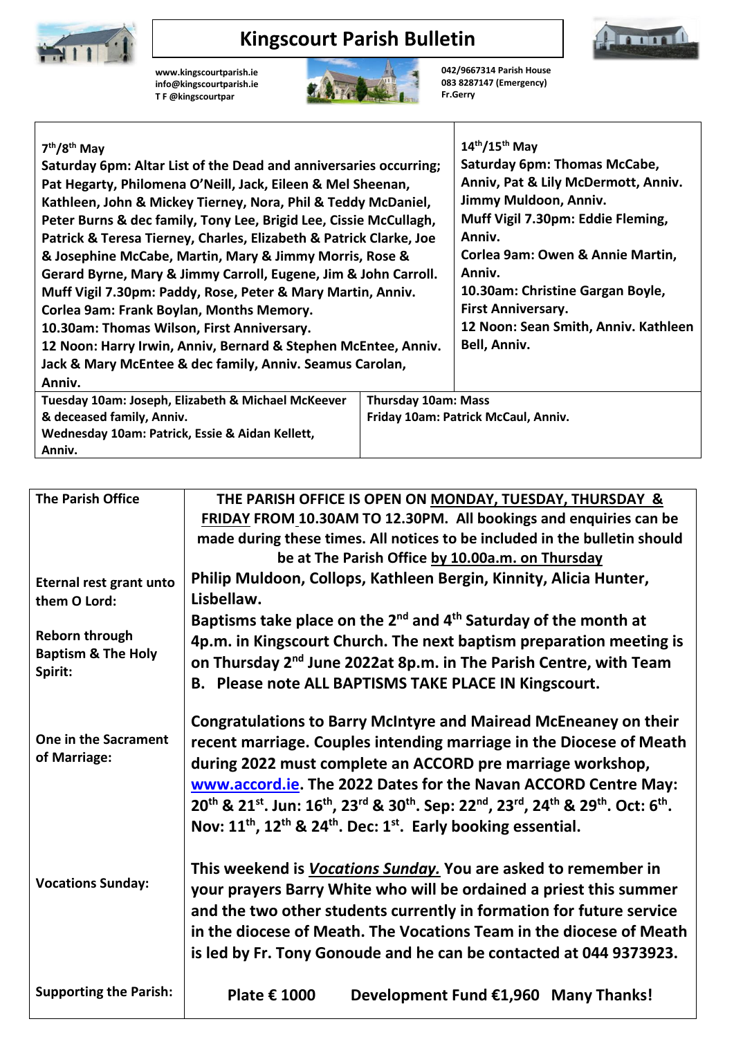# Kingscourt Parish Bulletin

www.kingscourtparish.ie
info@kingscourtparish.ie
T F @kingscourtpar

042/9667314 Parish House
083 8287147 (Emergency)
Fr.Gerry

| 7th/8th May | 14th/15th May |
|---|---|
| **Saturday 6pm: Altar List of the Dead and anniversaries occurring; Pat Hegarty, Philomena O'Neill, Jack, Eileen & Mel Sheenan, Kathleen, John & Mickey Tierney, Nora, Phil & Teddy McDaniel, Peter Burns & dec family, Tony Lee, Brigid Lee, Cissie McCullagh, Patrick & Teresa Tierney, Charles, Elizabeth & Patrick Clarke, Joe & Josephine McCabe, Martin, Mary & Jimmy Morris, Rose & Gerard Byrne, Mary & Jimmy Carroll, Eugene, Jim & John Carroll.** <br> **Muff Vigil 7.30pm: Paddy, Rose, Peter & Mary Martin, Anniv.** <br> **Corlea 9am: Frank Boylan, Months Memory.** <br> **10.30am: Thomas Wilson, First Anniversary.** <br> **12 Noon: Harry Irwin, Anniv, Bernard & Stephen McEntee, Anniv. Jack & Mary McEntee & dec family, Anniv. Seamus Carolan, Anniv.** | **Saturday 6pm: Thomas McCabe, Anniv, Pat & Lily McDermott, Anniv. Jimmy Muldoon, Anniv.** <br> **Muff Vigil 7.30pm: Eddie Fleming, Anniv.** <br> **Corlea 9am: Owen & Annie Martin, Anniv.** <br> **10.30am: Christine Gargan Boyle, First Anniversary.** <br> **12 Noon: Sean Smith, Anniv. Kathleen Bell, Anniv.** |
| **Tuesday 10am: Joseph, Elizabeth & Michael McKeever & deceased family, Anniv.** <br> **Wednesday 10am: Patrick, Essie & Aidan Kellett, Anniv.** | **Thursday 10am: Mass** <br> **Friday 10am: Patrick McCaul, Anniv.** |

| | |
|---|---|
| **The Parish Office** | **THE PARISH OFFICE IS OPEN ON MONDAY, TUESDAY, THURSDAY & FRIDAY FROM 10.30AM TO 12.30PM. All bookings and enquiries can be made during these times. All notices to be included in the bulletin should be at The Parish Office by 10.00a.m. on Thursday** |
| **Eternal rest grant unto them O Lord:** | **Philip Muldoon, Collops, Kathleen Bergin, Kinnity, Alicia Hunter, Lisbellaw.** |
| **Reborn through Baptism & The Holy Spirit:** | **Baptisms take place on the 2nd and 4th Saturday of the month at 4p.m. in Kingscourt Church. The next baptism preparation meeting is on Thursday 2nd June 2022at 8p.m. in The Parish Centre, with Team B. Please note ALL BAPTISMS TAKE PLACE IN Kingscourt.** |
| **One in the Sacrament of Marriage:** | **Congratulations to Barry McIntyre and Mairead McEneaney on their recent marriage. Couples intending marriage in the Diocese of Meath during 2022 must complete an ACCORD pre marriage workshop, www.accord.ie. The 2022 Dates for the Navan ACCORD Centre May: 20th & 21st. Jun: 16th, 23rd & 30th. Sep: 22nd, 23rd, 24th & 29th. Oct: 6th. Nov: 11th, 12th & 24th. Dec: 1st. Early booking essential.** |
| **Vocations Sunday:** | **This weekend is *Vocations Sunday.* You are asked to remember in your prayers Barry White who will be ordained a priest this summer and the two other students currently in formation for future service in the diocese of Meath. The Vocations Team in the diocese of Meath is led by Fr. Tony Gonoude and he can be contacted at 044 9373923.** |
| **Supporting the Parish:** | **Plate € 1000 Development Fund €1,960 Many Thanks!** |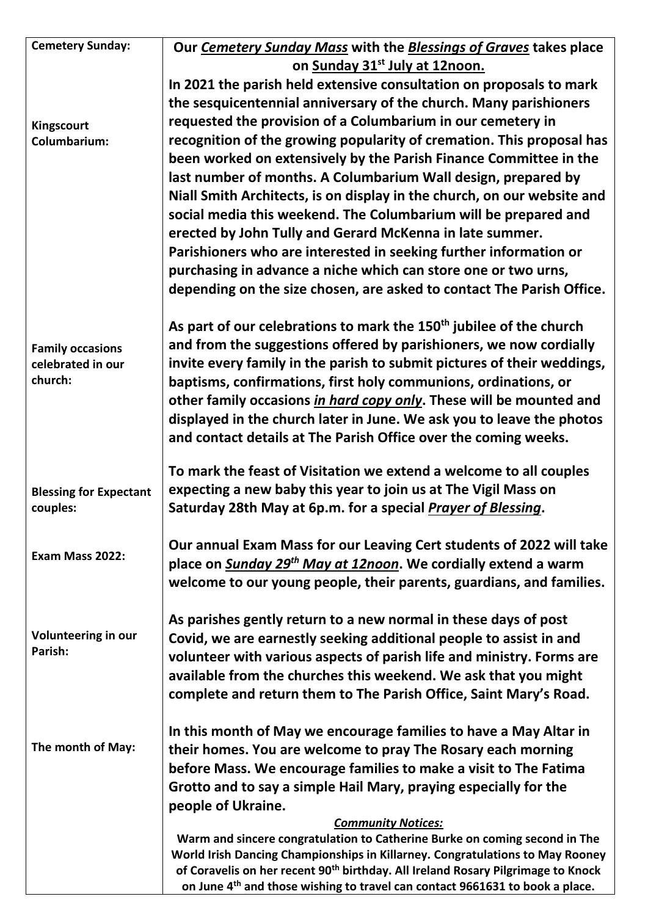| | |
|---|---|
| **Cemetery Sunday:** | **Our *Cemetery Sunday Mass* with the *Blessings of Graves* takes place on Sunday 31st July at 12noon.** |
| **Kingscourt Columbarium:** | **In 2021 the parish held extensive consultation on proposals to mark the sesquicentennial anniversary of the church. Many parishioners requested the provision of a Columbarium in our cemetery in recognition of the growing popularity of cremation. This proposal has been worked on extensively by the Parish Finance Committee in the last number of months. A Columbarium Wall design, prepared by Niall Smith Architects, is on display in the church, on our website and social media this weekend. The Columbarium will be prepared and erected by John Tully and Gerard McKenna in late summer. Parishioners who are interested in seeking further information or purchasing in advance a niche which can store one or two urns, depending on the size chosen, are asked to contact The Parish Office.** |
| **Family occasions celebrated in our church:** | **As part of our celebrations to mark the 150th jubilee of the church and from the suggestions offered by parishioners, we now cordially invite every family in the parish to submit pictures of their weddings, baptisms, confirmations, first holy communions, ordinations, or other family occasions *in hard copy only*. These will be mounted and displayed in the church later in June. We ask you to leave the photos and contact details at The Parish Office over the coming weeks.** |
| **Blessing for Expectant couples:** | **To mark the feast of Visitation we extend a welcome to all couples expecting a new baby this year to join us at The Vigil Mass on Saturday 28th May at 6p.m. for a special *Prayer of Blessing*.** |
| **Exam Mass 2022:** | **Our annual Exam Mass for our Leaving Cert students of 2022 will take place on *Sunday 29th May at 12noon*. We cordially extend a warm welcome to our young people, their parents, guardians, and families.** |
| **Volunteering in our Parish:** | **As parishes gently return to a new normal in these days of post Covid, we are earnestly seeking additional people to assist in and volunteer with various aspects of parish life and ministry. Forms are available from the churches this weekend. We ask that you might complete and return them to The Parish Office, Saint Mary's Road.** |
| **The month of May:** | **In this month of May we encourage families to have a May Altar in their homes. You are welcome to pray The Rosary each morning before Mass. We encourage families to make a visit to The Fatima Grotto and to say a simple Hail Mary, praying especially for the people of Ukraine.** <br> ***Community Notices:*** <br> **Warm and sincere congratulation to Catherine Burke on coming second in The World Irish Dancing Championships in Killarney. Congratulations to May Rooney of Coravelis on her recent 90th birthday. All Ireland Rosary Pilgrimage to Knock on June 4th and those wishing to travel can contact 9661631 to book a place.** |